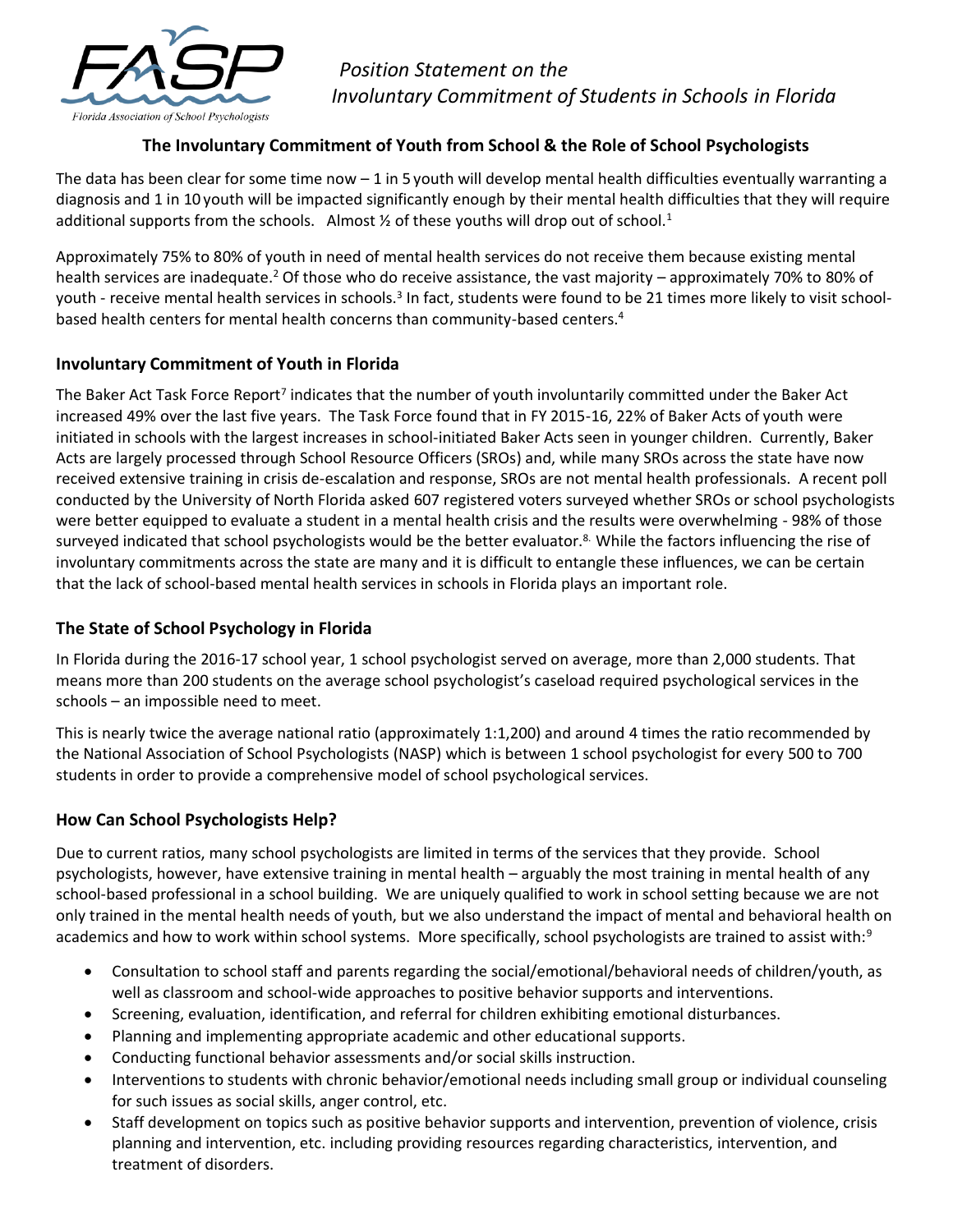*Position Statement on the Involuntary Commitment of Students in Schools in Florida*

## The Involuntary Commitment of Youth from School & the Role of School Psychologists

The data has been clear for some time now – 1 in 5 youth will develop mental health difficulties eventually warranting a diagnosis and 1 in 10 youth will be impacted significantly enough by their mental health difficulties that they will require additional supports from the schools. Almost ½ of these youths will drop out of school.[1]

Approximately 75% to 80% of youth in need of mental health services do not receive them because existing mental health services are inadequate.[2] Of those who do receive assistance, the vast majority – approximately 70% to 80% of youth - receive mental health services in schools.[3] In fact, students were found to be 21 times more likely to visit school-based health centers for mental health concerns than community-based centers.[4]

### Involuntary Commitment of Youth in Florida

The Baker Act Task Force Report[7] indicates that the number of youth involuntarily committed under the Baker Act increased 49% over the last five years. The Task Force found that in FY 2015-16, 22% of Baker Acts of youth were initiated in schools with the largest increases in school-initiated Baker Acts seen in younger children. Currently, Baker Acts are largely processed through School Resource Officers (SROs) and, while many SROs across the state have now received extensive training in crisis de-escalation and response, SROs are not mental health professionals. A recent poll conducted by the University of North Florida asked 607 registered voters surveyed whether SROs or school psychologists were better equipped to evaluate a student in a mental health crisis and the results were overwhelming - 98% of those surveyed indicated that school psychologists would be the better evaluator.[8] While the factors influencing the rise of involuntary commitments across the state are many and it is difficult to entangle these influences, we can be certain that the lack of school-based mental health services in schools in Florida plays an important role.

### The State of School Psychology in Florida

In Florida during the 2016-17 school year, 1 school psychologist served on average, more than 2,000 students. That means more than 200 students on the average school psychologist's caseload required psychological services in the schools – an impossible need to meet.

This is nearly twice the average national ratio (approximately 1:1,200) and around 4 times the ratio recommended by the National Association of School Psychologists (NASP) which is between 1 school psychologist for every 500 to 700 students in order to provide a comprehensive model of school psychological services.

### How Can School Psychologists Help?

Due to current ratios, many school psychologists are limited in terms of the services that they provide. School psychologists, however, have extensive training in mental health – arguably the most training in mental health of any school-based professional in a school building. We are uniquely qualified to work in school setting because we are not only trained in the mental health needs of youth, but we also understand the impact of mental and behavioral health on academics and how to work within school systems. More specifically, school psychologists are trained to assist with:[9]

- Consultation to school staff and parents regarding the social/emotional/behavioral needs of children/youth, as well as classroom and school-wide approaches to positive behavior supports and interventions.
- Screening, evaluation, identification, and referral for children exhibiting emotional disturbances.
- Planning and implementing appropriate academic and other educational supports.
- Conducting functional behavior assessments and/or social skills instruction.
- Interventions to students with chronic behavior/emotional needs including small group or individual counseling for such issues as social skills, anger control, etc.
- Staff development on topics such as positive behavior supports and intervention, prevention of violence, crisis planning and intervention, etc. including providing resources regarding characteristics, intervention, and treatment of disorders.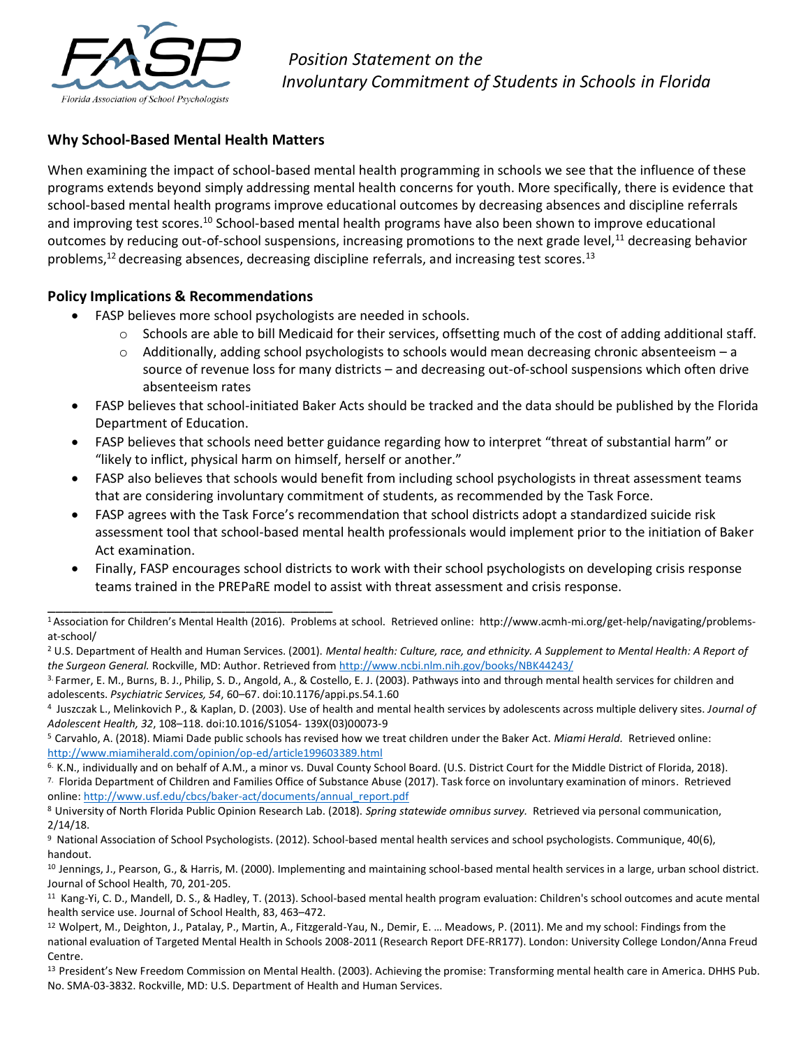Position Statement on the Involuntary Commitment of Students in Schools in Florida

## Why School-Based Mental Health Matters

When examining the impact of school-based mental health programming in schools we see that the influence of these programs extends beyond simply addressing mental health concerns for youth. More specifically, there is evidence that school-based mental health programs improve educational outcomes by decreasing absences and discipline referrals and improving test scores.[10] School-based mental health programs have also been shown to improve educational outcomes by reducing out-of-school suspensions, increasing promotions to the next grade level,[11] decreasing behavior problems,[12] decreasing absences, decreasing discipline referrals, and increasing test scores.[13]

## Policy Implications & Recommendations

- FASP believes more school psychologists are needed in schools.
  - Schools are able to bill Medicaid for their services, offsetting much of the cost of adding additional staff.
  - Additionally, adding school psychologists to schools would mean decreasing chronic absenteeism – a source of revenue loss for many districts – and decreasing out-of-school suspensions which often drive absenteeism rates
- FASP believes that school-initiated Baker Acts should be tracked and the data should be published by the Florida Department of Education.
- FASP believes that schools need better guidance regarding how to interpret "threat of substantial harm" or "likely to inflict, physical harm on himself, herself or another."
- FASP also believes that schools would benefit from including school psychologists in threat assessment teams that are considering involuntary commitment of students, as recommended by the Task Force.
- FASP agrees with the Task Force's recommendation that school districts adopt a standardized suicide risk assessment tool that school-based mental health professionals would implement prior to the initiation of Baker Act examination.
- Finally, FASP encourages school districts to work with their school psychologists on developing crisis response teams trained in the PREPaRE model to assist with threat assessment and crisis response.

---

[1] Association for Children's Mental Health (2016). Problems at school. Retrieved online: http://www.acmh-mi.org/get-help/navigating/problems-at-school/

[2] U.S. Department of Health and Human Services. (2001). *Mental health: Culture, race, and ethnicity. A Supplement to Mental Health: A Report of the Surgeon General.* Rockville, MD: Author. Retrieved from http://www.ncbi.nlm.nih.gov/books/NBK44243/

[3] Farmer, E. M., Burns, B. J., Philip, S. D., Angold, A., & Costello, E. J. (2003). Pathways into and through mental health services for children and adolescents. *Psychiatric Services, 54*, 60–67. doi:10.1176/appi.ps.54.1.60

[4] Juszczak L., Melinkovich P., & Kaplan, D. (2003). Use of health and mental health services by adolescents across multiple delivery sites. *Journal of Adolescent Health, 32*, 108–118. doi:10.1016/S1054- 139X(03)00073-9

[5] Carvahlo, A. (2018). Miami Dade public schools has revised how we treat children under the Baker Act. *Miami Herald.* Retrieved online: http://www.miamiherald.com/opinion/op-ed/article199603389.html

[6] K.N., individually and on behalf of A.M., a minor vs. Duval County School Board. (U.S. District Court for the Middle District of Florida, 2018).

[7] Florida Department of Children and Families Office of Substance Abuse (2017). Task force on involuntary examination of minors. Retrieved online: http://www.usf.edu/cbcs/baker-act/documents/annual_report.pdf

[8] University of North Florida Public Opinion Research Lab. (2018). *Spring statewide omnibus survey.* Retrieved via personal communication, 2/14/18.

[9] National Association of School Psychologists. (2012). School-based mental health services and school psychologists. Communique, 40(6), handout.

[10] Jennings, J., Pearson, G., & Harris, M. (2000). Implementing and maintaining school-based mental health services in a large, urban school district. Journal of School Health, 70, 201-205.

[11] Kang-Yi, C. D., Mandell, D. S., & Hadley, T. (2013). School-based mental health program evaluation: Children's school outcomes and acute mental health service use. Journal of School Health, 83, 463–472.

[12] Wolpert, M., Deighton, J., Patalay, P., Martin, A., Fitzgerald-Yau, N., Demir, E. … Meadows, P. (2011). Me and my school: Findings from the national evaluation of Targeted Mental Health in Schools 2008-2011 (Research Report DFE-RR177). London: University College London/Anna Freud Centre.

[13] President's New Freedom Commission on Mental Health. (2003). Achieving the promise: Transforming mental health care in America. DHHS Pub. No. SMA-03-3832. Rockville, MD: U.S. Department of Health and Human Services.